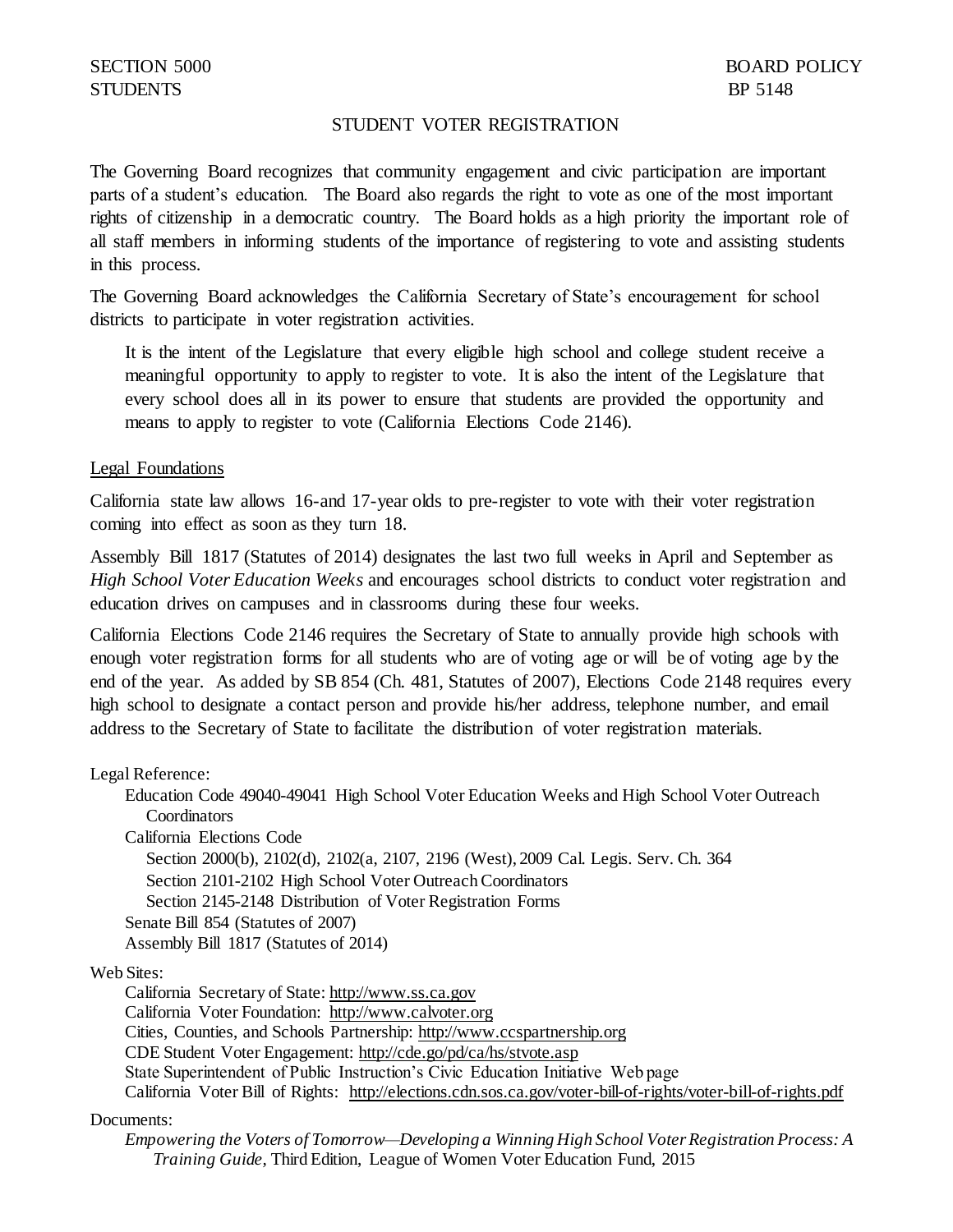SECTION 5000 BOARD POLICY
STUDENTS BP 5148

# STUDENT VOTER REGISTRATION

The Governing Board recognizes that community engagement and civic participation are important parts of a student's education. The Board also regards the right to vote as one of the most important rights of citizenship in a democratic country. The Board holds as a high priority the important role of all staff members in informing students of the importance of registering to vote and assisting students in this process.

The Governing Board acknowledges the California Secretary of State's encouragement for school districts to participate in voter registration activities.

> It is the intent of the Legislature that every eligible high school and college student receive a meaningful opportunity to apply to register to vote. It is also the intent of the Legislature that every school does all in its power to ensure that students are provided the opportunity and means to apply to register to vote (California Elections Code 2146).

## Legal Foundations

California state law allows 16-and 17-year olds to pre-register to vote with their voter registration coming into effect as soon as they turn 18.

Assembly Bill 1817 (Statutes of 2014) designates the last two full weeks in April and September as *High School Voter Education Weeks* and encourages school districts to conduct voter registration and education drives on campuses and in classrooms during these four weeks.

California Elections Code 2146 requires the Secretary of State to annually provide high schools with enough voter registration forms for all students who are of voting age or will be of voting age by the end of the year. As added by SB 854 (Ch. 481, Statutes of 2007), Elections Code 2148 requires every high school to designate a contact person and provide his/her address, telephone number, and email address to the Secretary of State to facilitate the distribution of voter registration materials.

Legal Reference:

- Education Code 49040-49041 High School Voter Education Weeks and High School Voter Outreach Coordinators
- California Elections Code
  - Section 2000(b), 2102(d), 2102(a, 2107, 2196 (West), 2009 Cal. Legis. Serv. Ch. 364
  - Section 2101-2102 High School Voter Outreach Coordinators
  - Section 2145-2148 Distribution of Voter Registration Forms
- Senate Bill 854 (Statutes of 2007)
- Assembly Bill 1817 (Statutes of 2014)

Web Sites:

- California Secretary of State: http://www.ss.ca.gov
- California Voter Foundation: http://www.calvoter.org
- Cities, Counties, and Schools Partnership: http://www.ccspartnership.org
- CDE Student Voter Engagement: http://cde.go/pd/ca/hs/stvote.asp
- State Superintendent of Public Instruction's Civic Education Initiative Web page
- California Voter Bill of Rights: http://elections.cdn.sos.ca.gov/voter-bill-of-rights/voter-bill-of-rights.pdf

Documents:

- *Empowering the Voters of Tomorrow—Developing a Winning High School Voter Registration Process: A Training Guide*, Third Edition, League of Women Voter Education Fund, 2015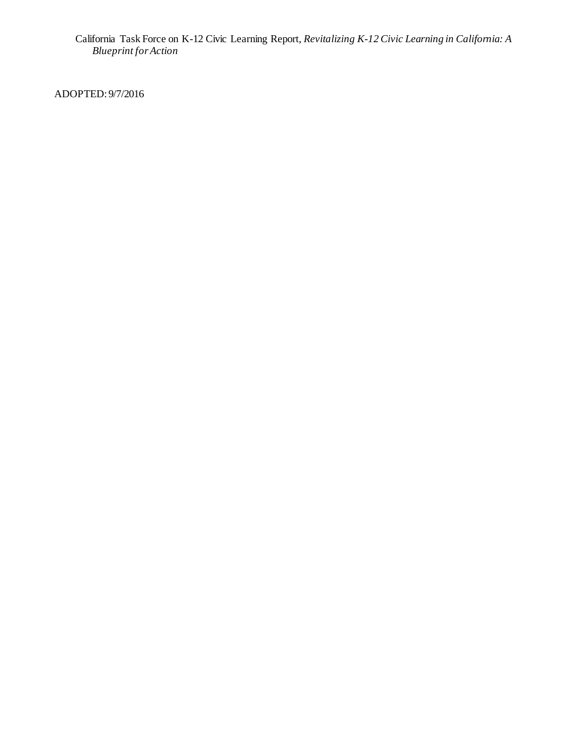California Task Force on K-12 Civic Learning Report, *Revitalizing K-12 Civic Learning in California: A Blueprint for Action*

ADOPTED: 9/7/2016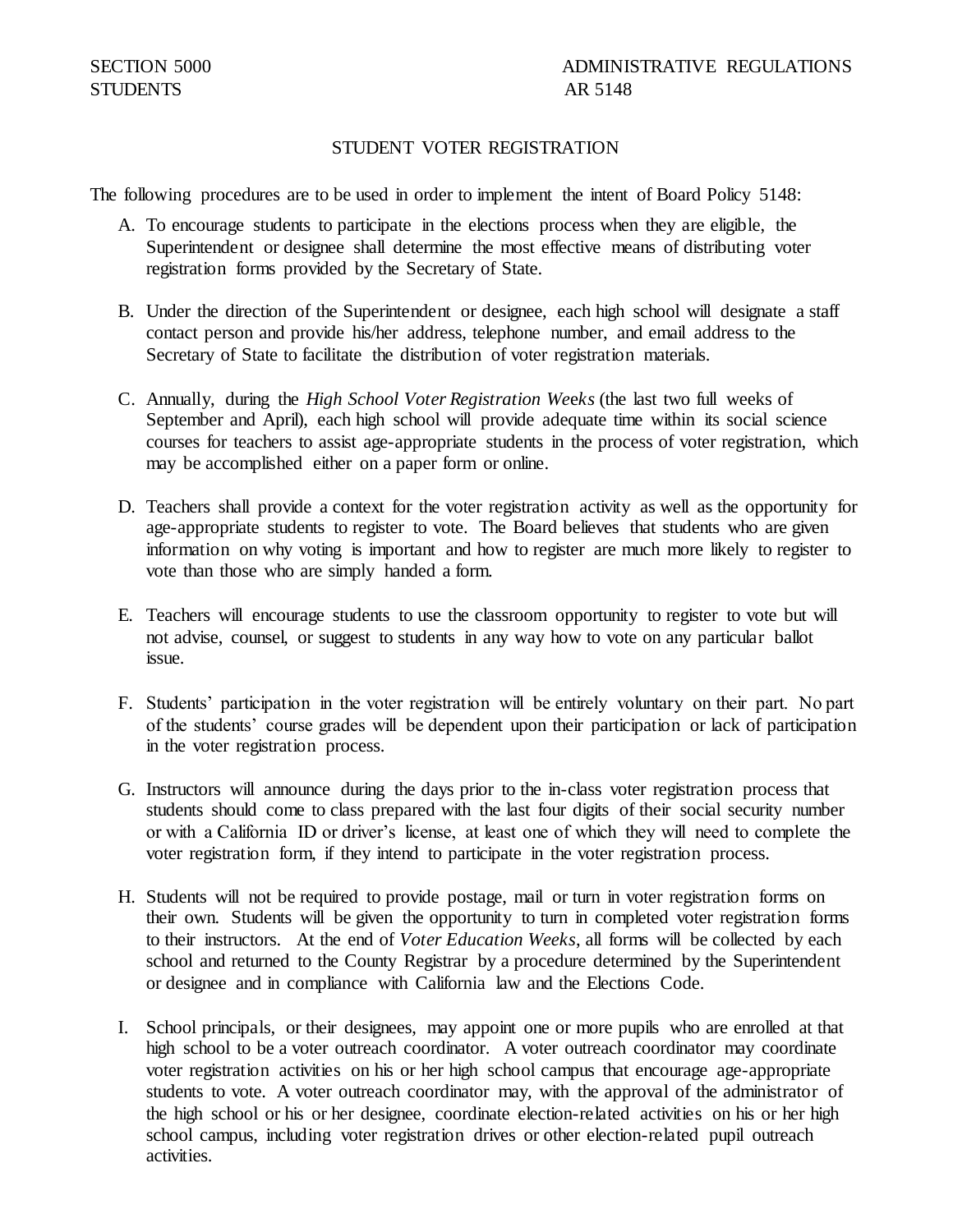SECTION 5000
STUDENTS

ADMINISTRATIVE REGULATIONS
AR 5148

## STUDENT VOTER REGISTRATION

The following procedures are to be used in order to implement the intent of Board Policy 5148:

A. To encourage students to participate in the elections process when they are eligible, the Superintendent or designee shall determine the most effective means of distributing voter registration forms provided by the Secretary of State.

B. Under the direction of the Superintendent or designee, each high school will designate a staff contact person and provide his/her address, telephone number, and email address to the Secretary of State to facilitate the distribution of voter registration materials.

C. Annually, during the *High School Voter Registration Weeks* (the last two full weeks of September and April), each high school will provide adequate time within its social science courses for teachers to assist age-appropriate students in the process of voter registration, which may be accomplished either on a paper form or online.

D. Teachers shall provide a context for the voter registration activity as well as the opportunity for age-appropriate students to register to vote. The Board believes that students who are given information on why voting is important and how to register are much more likely to register to vote than those who are simply handed a form.

E. Teachers will encourage students to use the classroom opportunity to register to vote but will not advise, counsel, or suggest to students in any way how to vote on any particular ballot issue.

F. Students' participation in the voter registration will be entirely voluntary on their part. No part of the students' course grades will be dependent upon their participation or lack of participation in the voter registration process.

G. Instructors will announce during the days prior to the in-class voter registration process that students should come to class prepared with the last four digits of their social security number or with a California ID or driver's license, at least one of which they will need to complete the voter registration form, if they intend to participate in the voter registration process.

H. Students will not be required to provide postage, mail or turn in voter registration forms on their own. Students will be given the opportunity to turn in completed voter registration forms to their instructors. At the end of *Voter Education Weeks*, all forms will be collected by each school and returned to the County Registrar by a procedure determined by the Superintendent or designee and in compliance with California law and the Elections Code.

I. School principals, or their designees, may appoint one or more pupils who are enrolled at that high school to be a voter outreach coordinator. A voter outreach coordinator may coordinate voter registration activities on his or her high school campus that encourage age-appropriate students to vote. A voter outreach coordinator may, with the approval of the administrator of the high school or his or her designee, coordinate election-related activities on his or her high school campus, including voter registration drives or other election-related pupil outreach activities.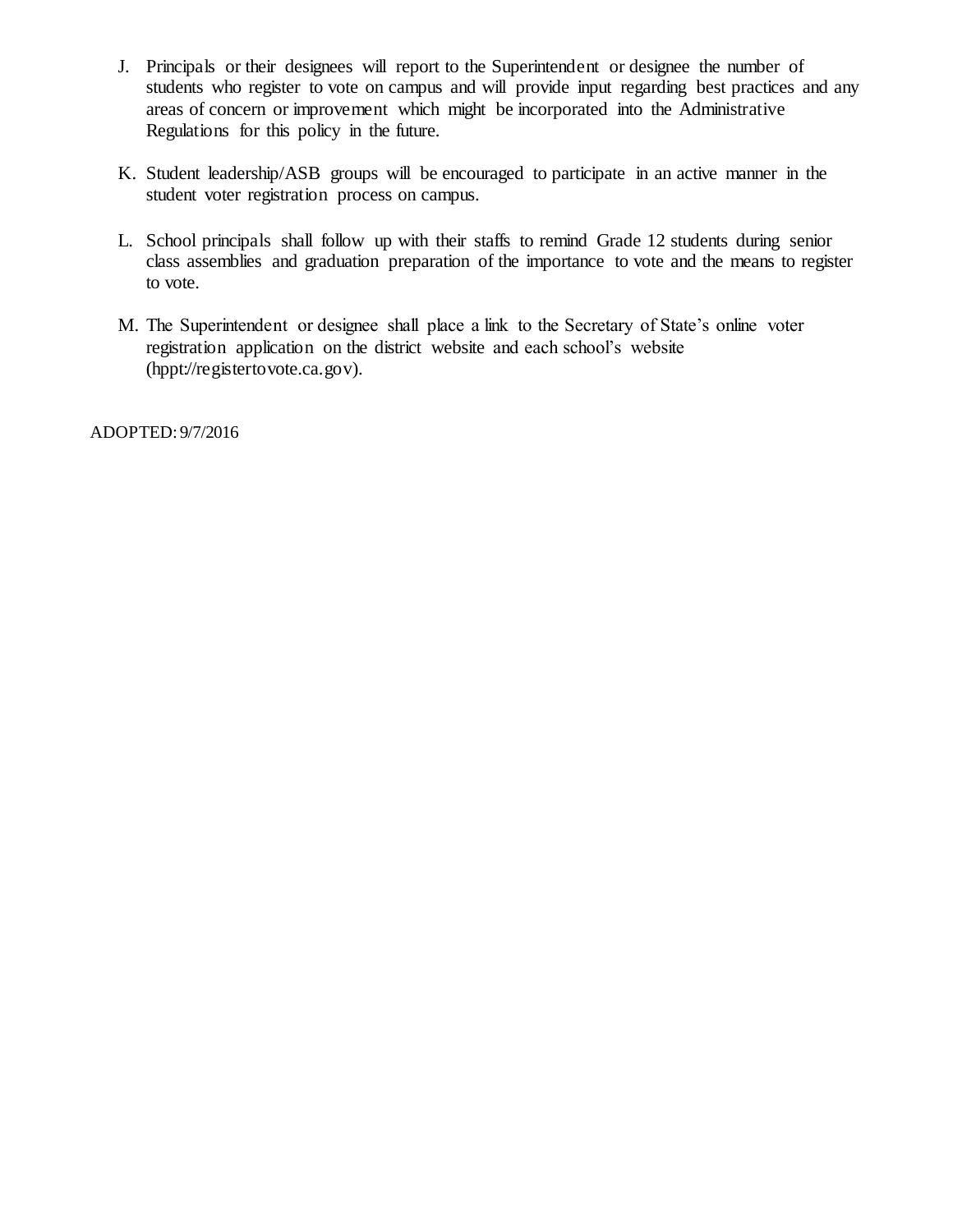J. Principals or their designees will report to the Superintendent or designee the number of students who register to vote on campus and will provide input regarding best practices and any areas of concern or improvement which might be incorporated into the Administrative Regulations for this policy in the future.

K. Student leadership/ASB groups will be encouraged to participate in an active manner in the student voter registration process on campus.

L. School principals shall follow up with their staffs to remind Grade 12 students during senior class assemblies and graduation preparation of the importance to vote and the means to register to vote.

M. The Superintendent or designee shall place a link to the Secretary of State's online voter registration application on the district website and each school's website (hppt://registertovote.ca.gov).

ADOPTED: 9/7/2016